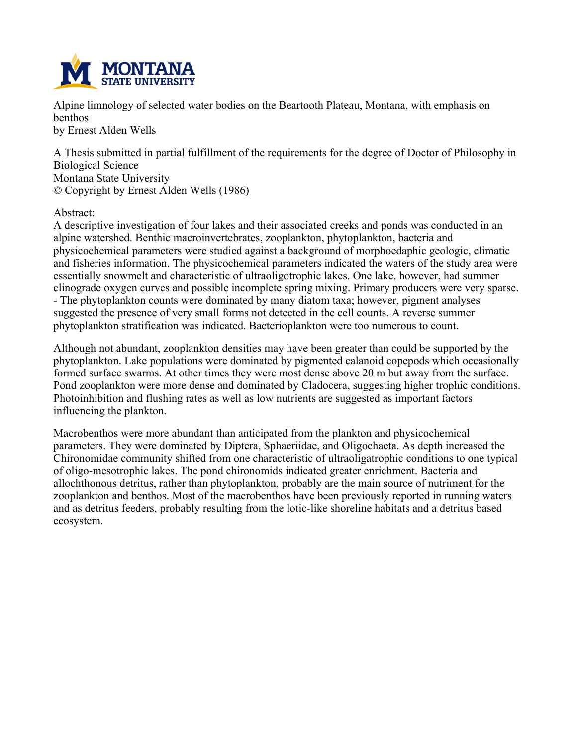Alpine limnology of selected water bodies on the Beartooth Plateau, Montana, with emphasis on benthos
by Ernest Alden Wells

A Thesis submitted in partial fulfillment of the requirements for the degree of Doctor of Philosophy in Biological Science
Montana State University
© Copyright by Ernest Alden Wells (1986)

Abstract:
A descriptive investigation of four lakes and their associated creeks and ponds was conducted in an alpine watershed. Benthic macroinvertebrates, zooplankton, phytoplankton, bacteria and physicochemical parameters were studied against a background of morphoedaphic geologic, climatic and fisheries information. The physicochemical parameters indicated the waters of the study area were essentially snowmelt and characteristic of ultraoligotrophic lakes. One lake, however, had summer clinograde oxygen curves and possible incomplete spring mixing. Primary producers were very sparse. - The phytoplankton counts were dominated by many diatom taxa; however, pigment analyses suggested the presence of very small forms not detected in the cell counts. A reverse summer phytoplankton stratification was indicated. Bacterioplankton were too numerous to count.

Although not abundant, zooplankton densities may have been greater than could be supported by the phytoplankton. Lake populations were dominated by pigmented calanoid copepods which occasionally formed surface swarms. At other times they were most dense above 20 m but away from the surface. Pond zooplankton were more dense and dominated by Cladocera, suggesting higher trophic conditions. Photoinhibition and flushing rates as well as low nutrients are suggested as important factors influencing the plankton.

Macrobenthos were more abundant than anticipated from the plankton and physicochemical parameters. They were dominated by Diptera, Sphaeriidae, and Oligochaeta. As depth increased the Chironomidae community shifted from one characteristic of ultraoligatrophic conditions to one typical of oligo-mesotrophic lakes. The pond chironomids indicated greater enrichment. Bacteria and allochthonous detritus, rather than phytoplankton, probably are the main source of nutriment for the zooplankton and benthos. Most of the macrobenthos have been previously reported in running waters and as detritus feeders, probably resulting from the lotic-like shoreline habitats and a detritus based ecosystem.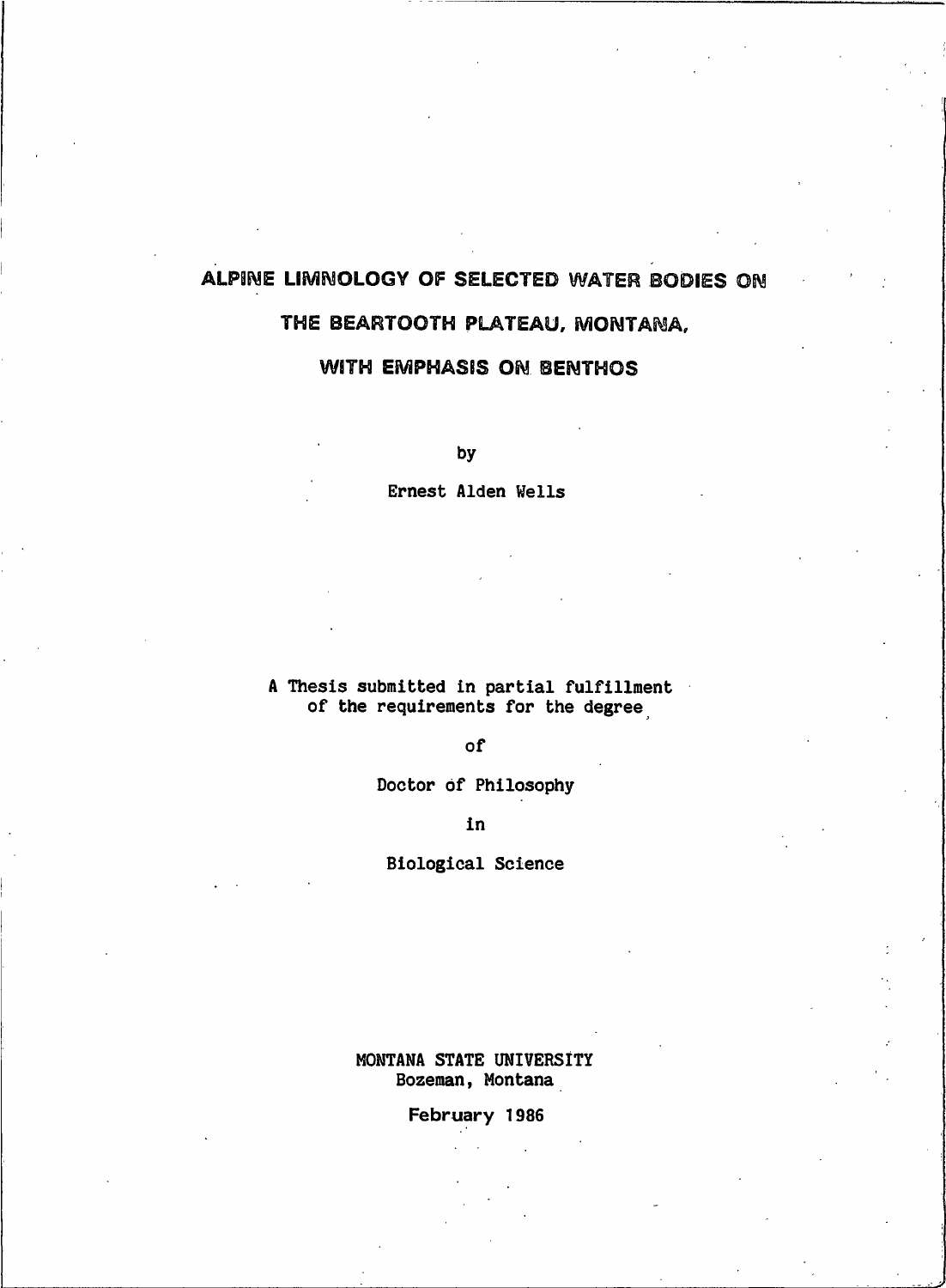# ALPINE LIMNOLOGY OF SELECTED WATER BODIES ON THE BEARTOOTH PLATEAU, MONTANA, WITH EMPHASIS ON BENTHOS

by

Ernest Alden Wells

A Thesis submitted in partial fulfillment of the requirements for the degree

of

Doctor of Philosophy

in

Biological Science

MONTANA STATE UNIVERSITY
Bozeman, Montana

February 1986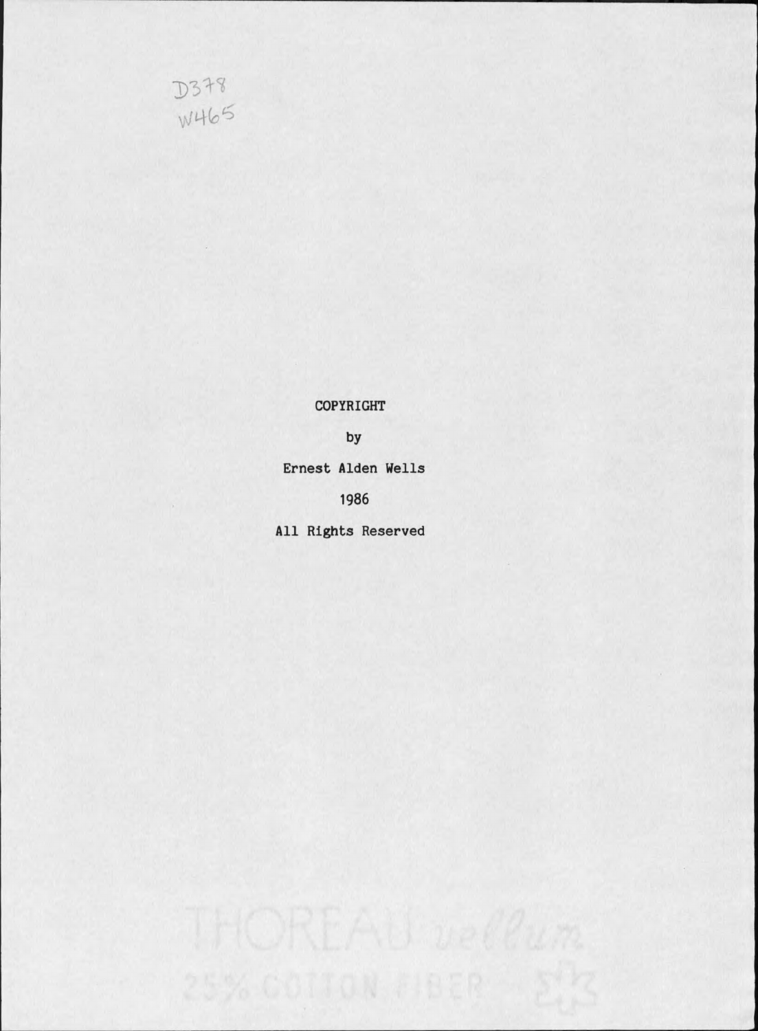D378
W465

COPYRIGHT

by

Ernest Alden Wells

1986

All Rights Reserved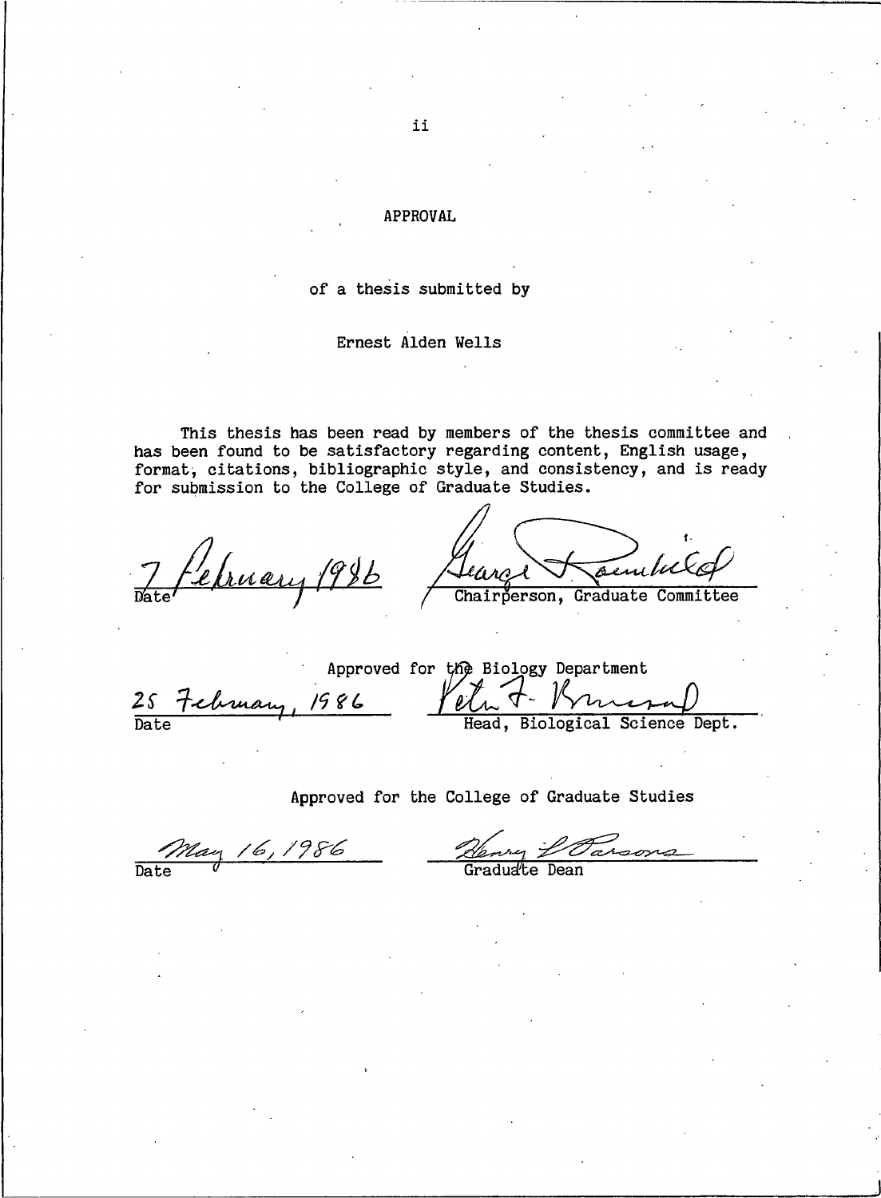# APPROVAL

of a thesis submitted by

Ernest Alden Wells

This thesis has been read by members of the thesis committee and has been found to be satisfactory regarding content, English usage, format, citations, bibliographic style, and consistency, and is ready for submission to the College of Graduate Studies.

7 February 1986 — Date

George T. Roemhild — Chairperson, Graduate Committee

Approved for the Biology Department

25 February, 1986 — Date

Peter F. Brussard — Head, Biological Science Dept.

Approved for the College of Graduate Studies

May 16, 1986 — Date

Henry L. Parsons — Graduate Dean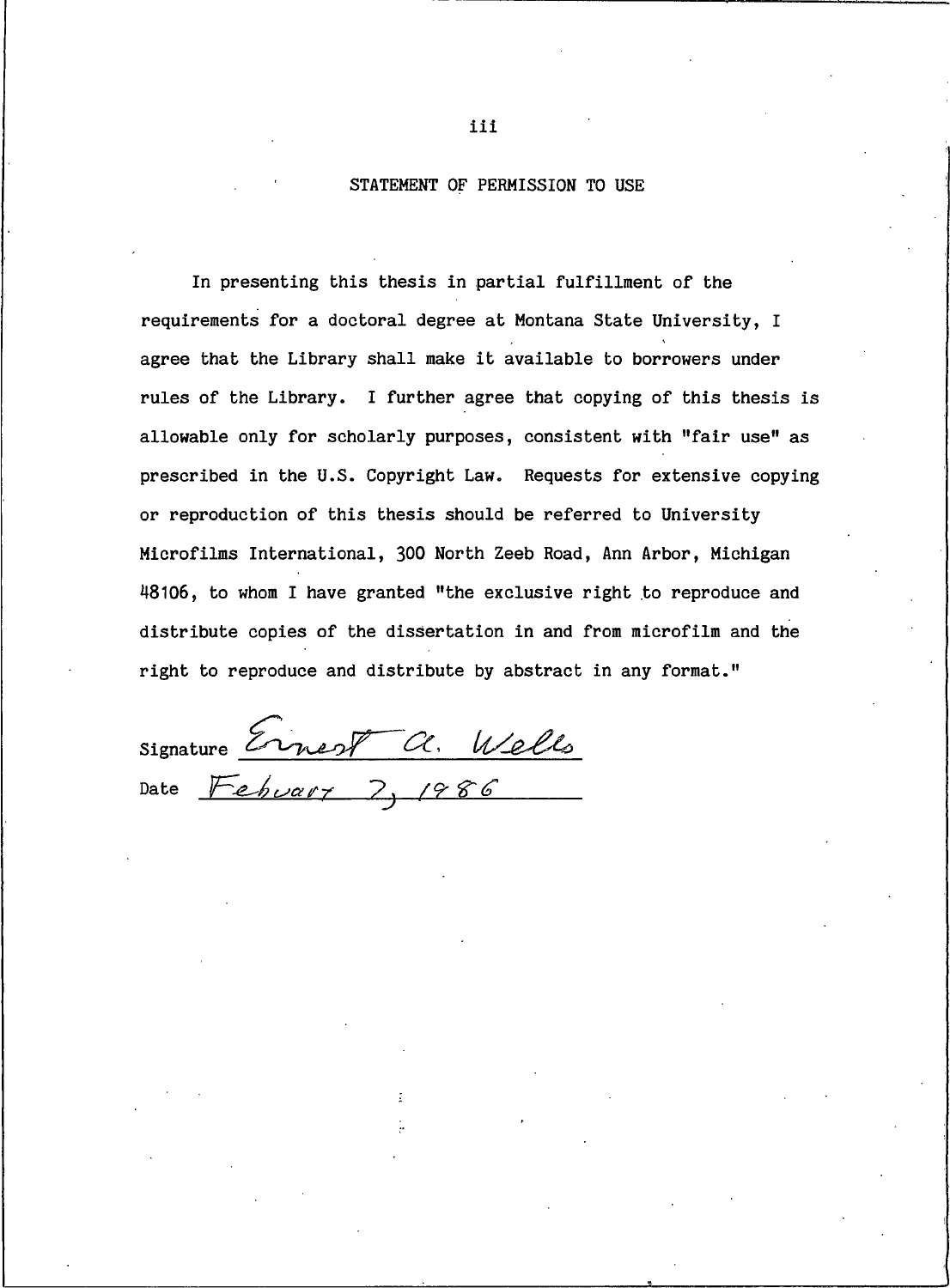## STATEMENT OF PERMISSION TO USE

In presenting this thesis in partial fulfillment of the requirements for a doctoral degree at Montana State University, I agree that the Library shall make it available to borrowers under rules of the Library. I further agree that copying of this thesis is allowable only for scholarly purposes, consistent with "fair use" as prescribed in the U.S. Copyright Law. Requests for extensive copying or reproduction of this thesis should be referred to University Microfilms International, 300 North Zeeb Road, Ann Arbor, Michigan 48106, to whom I have granted "the exclusive right to reproduce and distribute copies of the dissertation in and from microfilm and the right to reproduce and distribute by abstract in any format."

Signature *Ernest A. Wells*

Date *Febuary 7, 1986*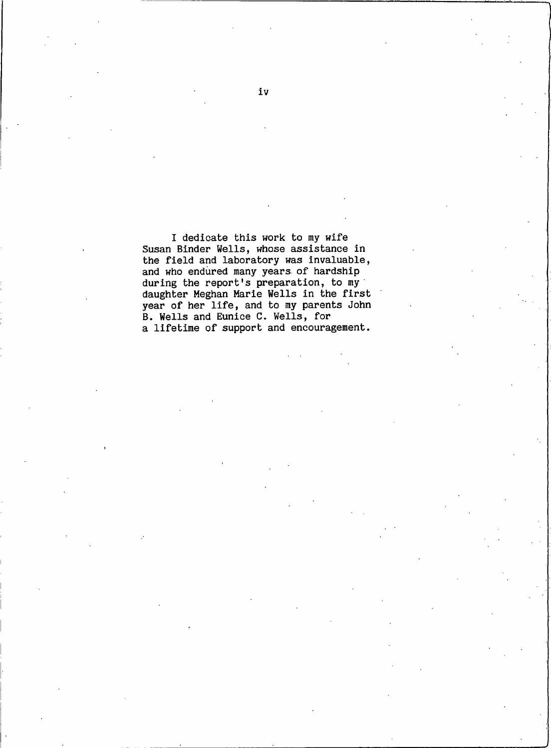I dedicate this work to my wife Susan Binder Wells, whose assistance in the field and laboratory was invaluable, and who endured many years of hardship during the report's preparation, to my daughter Meghan Marie Wells in the first year of her life, and to my parents John B. Wells and Eunice C. Wells, for a lifetime of support and encouragement.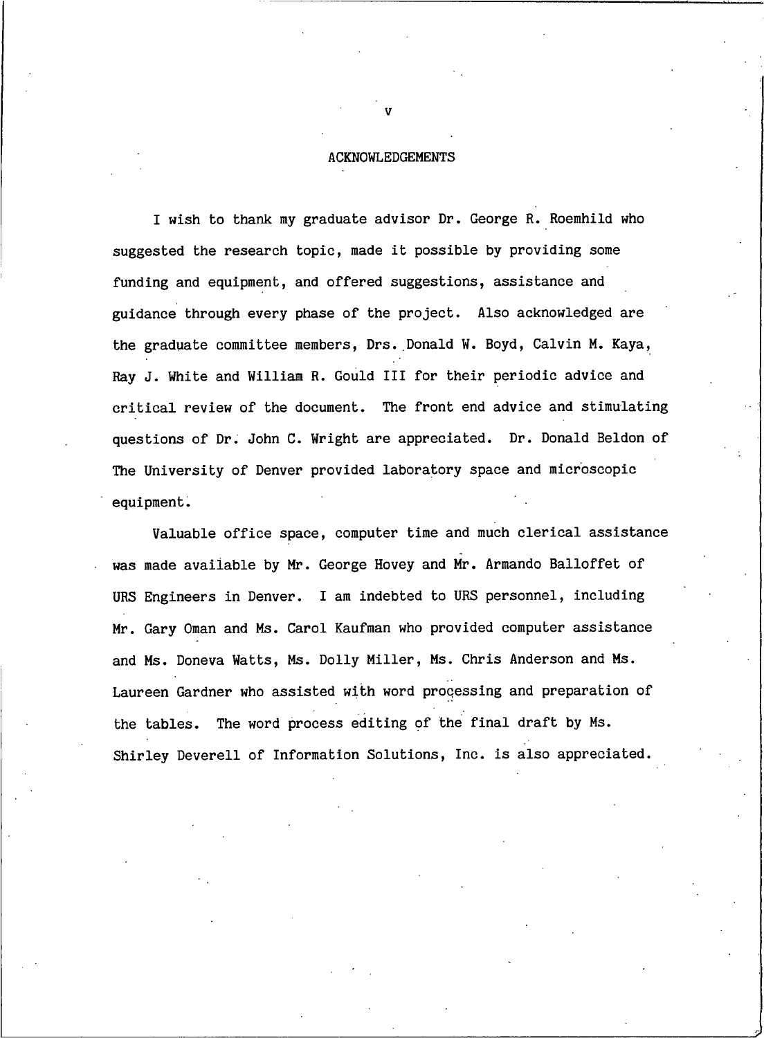## ACKNOWLEDGEMENTS

I wish to thank my graduate advisor Dr. George R. Roemhild who suggested the research topic, made it possible by providing some funding and equipment, and offered suggestions, assistance and guidance through every phase of the project. Also acknowledged are the graduate committee members, Drs. Donald W. Boyd, Calvin M. Kaya, Ray J. White and William R. Gould III for their periodic advice and critical review of the document. The front end advice and stimulating questions of Dr. John C. Wright are appreciated. Dr. Donald Beldon of The University of Denver provided laboratory space and microscopic equipment.

Valuable office space, computer time and much clerical assistance was made available by Mr. George Hovey and Mr. Armando Balloffet of URS Engineers in Denver. I am indebted to URS personnel, including Mr. Gary Oman and Ms. Carol Kaufman who provided computer assistance and Ms. Doneva Watts, Ms. Dolly Miller, Ms. Chris Anderson and Ms. Laureen Gardner who assisted with word processing and preparation of the tables. The word process editing of the final draft by Ms. Shirley Deverell of Information Solutions, Inc. is also appreciated.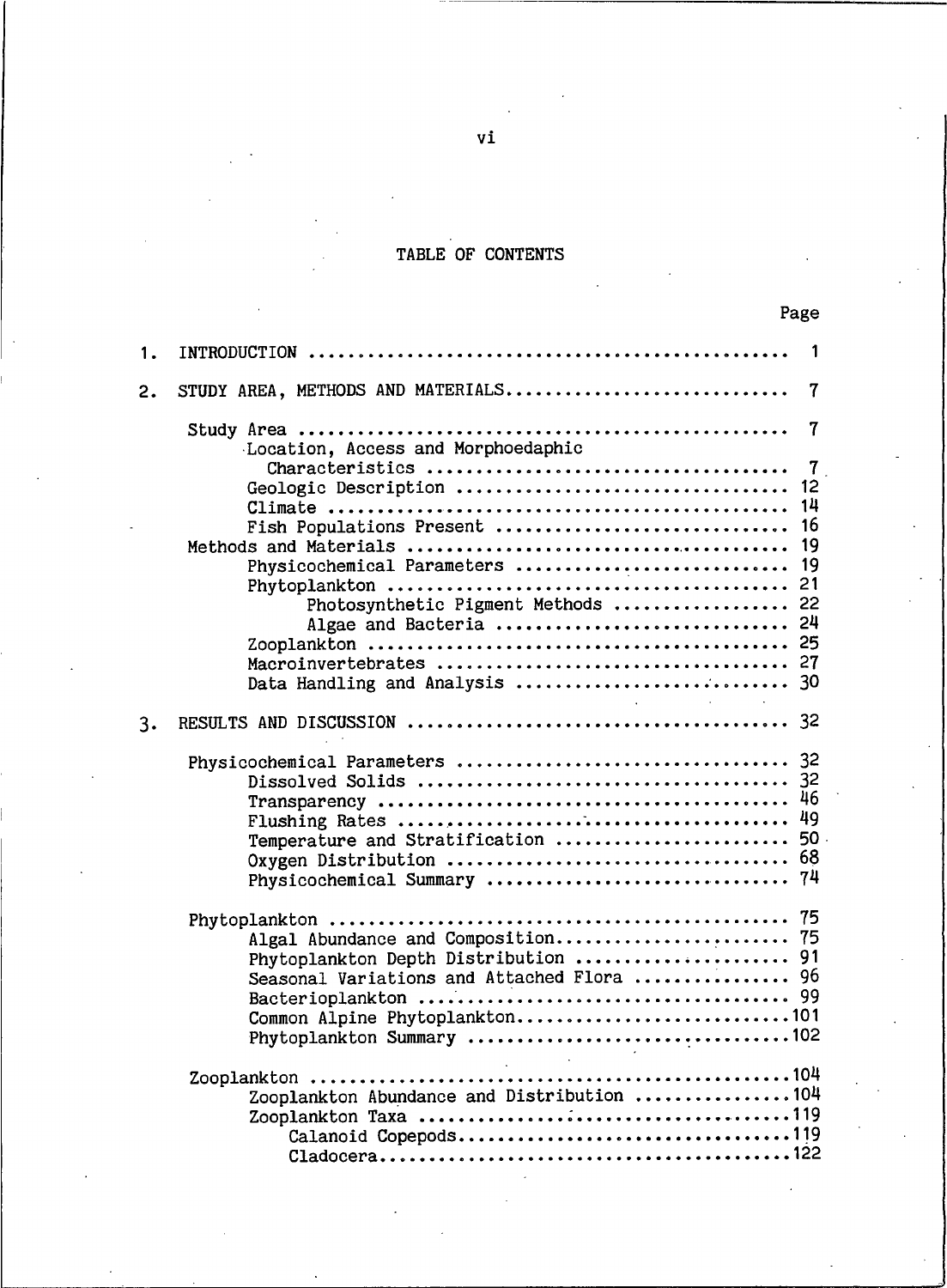# TABLE OF CONTENTS

| | Page |
|---|---|
| 1. INTRODUCTION | 1 |
| 2. STUDY AREA, METHODS AND MATERIALS | 7 |
| Study Area | 7 |
| Location, Access and Morphoedaphic Characteristics | 7 |
| Geologic Description | 12 |
| Climate | 14 |
| Fish Populations Present | 16 |
| Methods and Materials | 19 |
| Physicochemical Parameters | 19 |
| Phytoplankton | 21 |
| Photosynthetic Pigment Methods | 22 |
| Algae and Bacteria | 24 |
| Zooplankton | 25 |
| Macroinvertebrates | 27 |
| Data Handling and Analysis | 30 |
| 3. RESULTS AND DISCUSSION | 32 |
| Physicochemical Parameters | 32 |
| Dissolved Solids | 32 |
| Transparency | 46 |
| Flushing Rates | 49 |
| Temperature and Stratification | 50 |
| Oxygen Distribution | 68 |
| Physicochemical Summary | 74 |
| Phytoplankton | 75 |
| Algal Abundance and Composition | 75 |
| Phytoplankton Depth Distribution | 91 |
| Seasonal Variations and Attached Flora | 96 |
| Bacterioplankton | 99 |
| Common Alpine Phytoplankton | 101 |
| Phytoplankton Summary | 102 |
| Zooplankton | 104 |
| Zooplankton Abundance and Distribution | 104 |
| Zooplankton Taxa | 119 |
| Calanoid Copepods | 119 |
| Cladocera | 122 |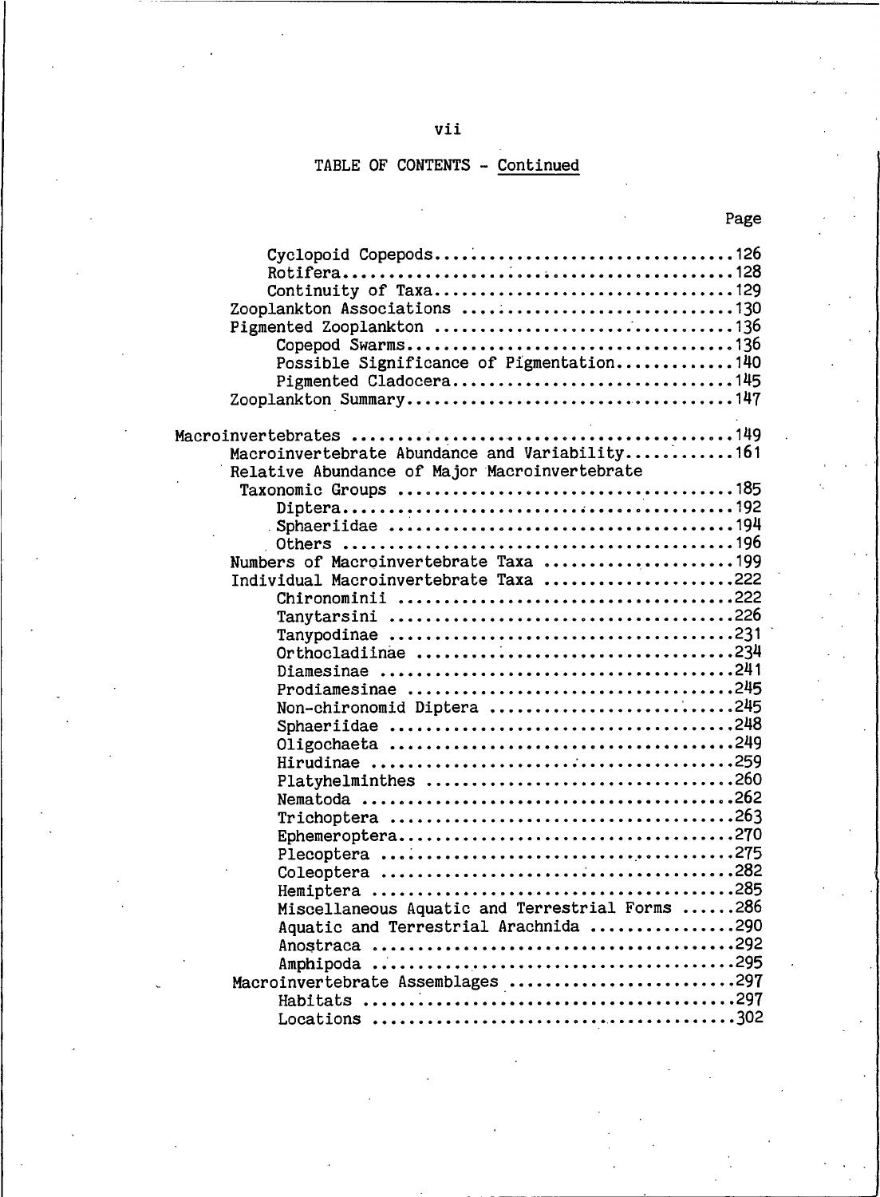TABLE OF CONTENTS - Continued

| | Page |
|---|---|
| Cyclopoid Copepods | 126 |
| Rotifera | 128 |
| Continuity of Taxa | 129 |
| Zooplankton Associations | 130 |
| Pigmented Zooplankton | 136 |
| Copepod Swarms | 136 |
| Possible Significance of Pigmentation | 140 |
| Pigmented Cladocera | 145 |
| Zooplankton Summary | 147 |
| Macroinvertebrates | 149 |
| Macroinvertebrate Abundance and Variability | 161 |
| Relative Abundance of Major Macroinvertebrate Taxonomic Groups | 185 |
| Diptera | 192 |
| Sphaeriidae | 194 |
| Others | 196 |
| Numbers of Macroinvertebrate Taxa | 199 |
| Individual Macroinvertebrate Taxa | 222 |
| Chironominii | 222 |
| Tanytarsini | 226 |
| Tanypodinae | 231 |
| Orthocladiinae | 234 |
| Diamesinae | 241 |
| Prodiamesinae | 245 |
| Non-chironomid Diptera | 245 |
| Sphaeriidae | 248 |
| Oligochaeta | 249 |
| Hirudinae | 259 |
| Platyhelminthes | 260 |
| Nematoda | 262 |
| Trichoptera | 263 |
| Ephemeroptera | 270 |
| Plecoptera | 275 |
| Coleoptera | 282 |
| Hemiptera | 285 |
| Miscellaneous Aquatic and Terrestrial Forms | 286 |
| Aquatic and Terrestrial Arachnida | 290 |
| Anostraca | 292 |
| Amphipoda | 295 |
| Macroinvertebrate Assemblages | 297 |
| Habitats | 297 |
| Locations | 302 |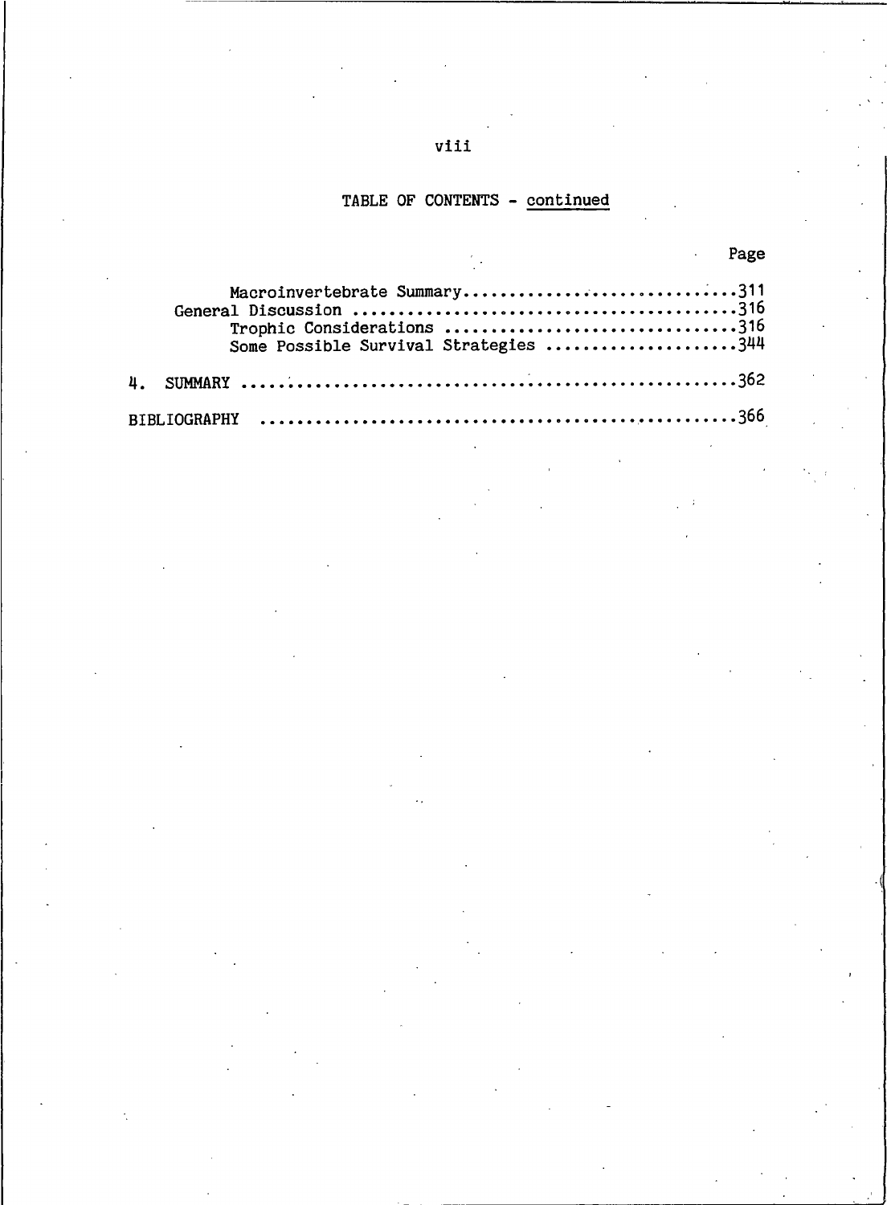## TABLE OF CONTENTS - continued

| | Page |
|---|---|
| Macroinvertebrate Summary | 311 |
| General Discussion | 316 |
| Trophic Considerations | 316 |
| Some Possible Survival Strategies | 344 |
| 4. SUMMARY | 362 |
| BIBLIOGRAPHY | 366 |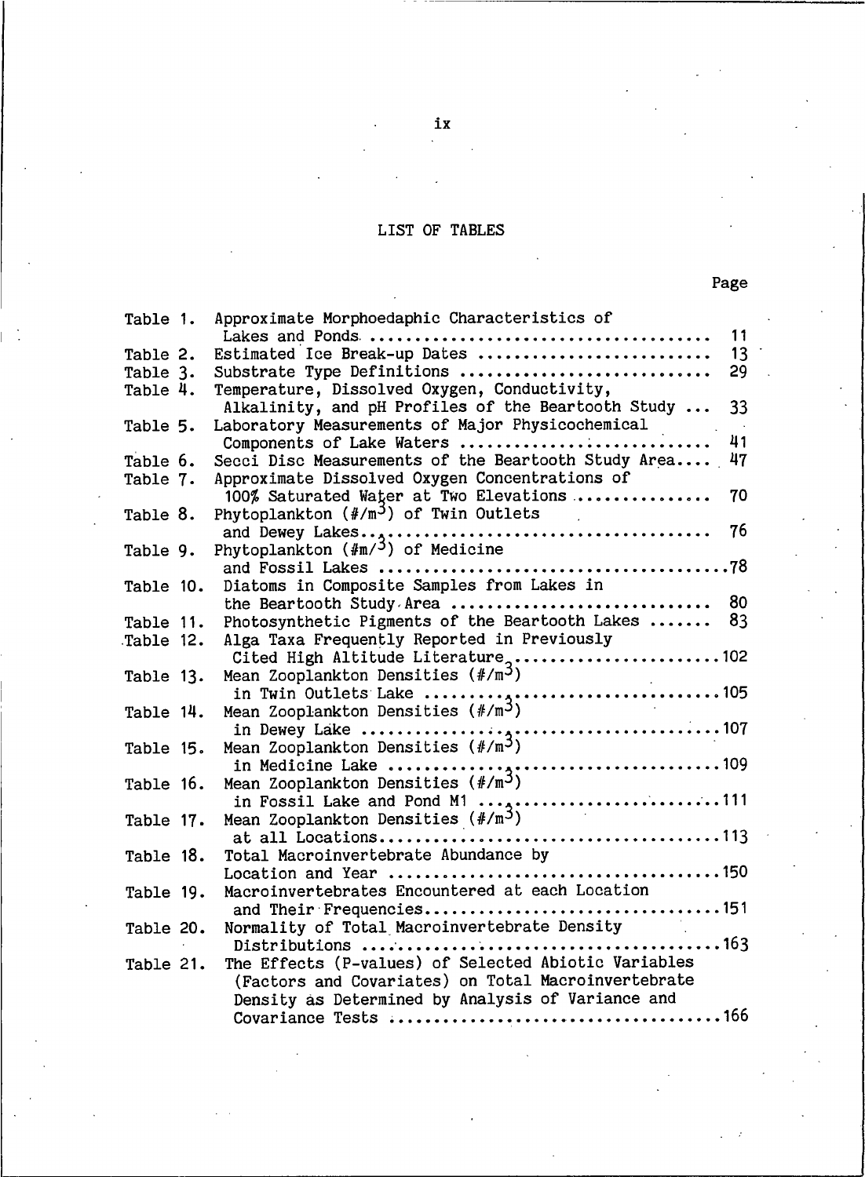# LIST OF TABLES

| | | Page |
|---|---|---|
| Table 1. | Approximate Morphoedaphic Characteristics of Lakes and Ponds | 11 |
| Table 2. | Estimated Ice Break-up Dates | 13 |
| Table 3. | Substrate Type Definitions | 29 |
| Table 4. | Temperature, Dissolved Oxygen, Conductivity, Alkalinity, and pH Profiles of the Beartooth Study ... | 33 |
| Table 5. | Laboratory Measurements of Major Physicochemical Components of Lake Waters | 41 |
| Table 6. | Secci Disc Measurements of the Beartooth Study Area | 47 |
| Table 7. | Approximate Dissolved Oxygen Concentrations of 100% Saturated Water at Two Elevations | 70 |
| Table 8. | Phytoplankton (#/$m^3$) of Twin Outlets and Dewey Lakes | 76 |
| Table 9. | Phytoplankton (#m/$^3$) of Medicine and Fossil Lakes | 78 |
| Table 10. | Diatoms in Composite Samples from Lakes in the Beartooth Study Area | 80 |
| Table 11. | Photosynthetic Pigments of the Beartooth Lakes | 83 |
| Table 12. | Alga Taxa Frequently Reported in Previously Cited High Altitude Literature | 102 |
| Table 13. | Mean Zooplankton Densities (#/$m^3$) in Twin Outlets Lake | 105 |
| Table 14. | Mean Zooplankton Densities (#/$m^3$) in Dewey Lake | 107 |
| Table 15. | Mean Zooplankton Densities (#/$m^3$) in Medicine Lake | 109 |
| Table 16. | Mean Zooplankton Densities (#/$m^3$) in Fossil Lake and Pond M1 | 111 |
| Table 17. | Mean Zooplankton Densities (#/$m^3$) at all Locations | 113 |
| Table 18. | Total Macroinvertebrate Abundance by Location and Year | 150 |
| Table 19. | Macroinvertebrates Encountered at each Location and Their Frequencies | 151 |
| Table 20. | Normality of Total Macroinvertebrate Density Distributions | 163 |
| Table 21. | The Effects (P-values) of Selected Abiotic Variables (Factors and Covariates) on Total Macroinvertebrate Density as Determined by Analysis of Variance and Covariance Tests | 166 |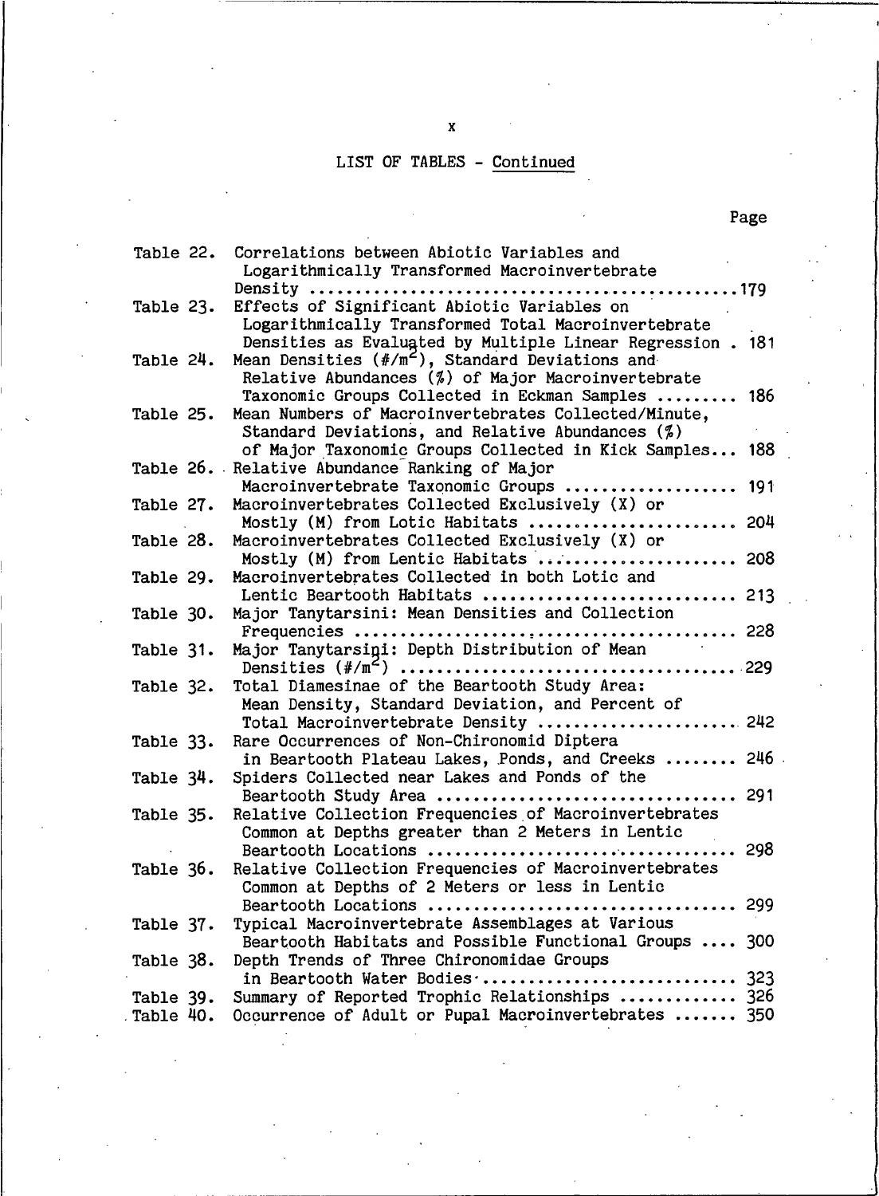## LIST OF TABLES - Continued

| | | Page |
|---|---|---|
| Table 22. | Correlations between Abiotic Variables and Logarithmically Transformed Macroinvertebrate Density | 179 |
| Table 23. | Effects of Significant Abiotic Variables on Logarithmically Transformed Total Macroinvertebrate Densities as Evaluated by Multiple Linear Regression | 181 |
| Table 24. | Mean Densities (#/$m^2$), Standard Deviations and Relative Abundances (%) of Major Macroinvertebrate Taxonomic Groups Collected in Eckman Samples | 186 |
| Table 25. | Mean Numbers of Macroinvertebrates Collected/Minute, Standard Deviations, and Relative Abundances (%) of Major Taxonomic Groups Collected in Kick Samples | 188 |
| Table 26. | Relative Abundance Ranking of Major Macroinvertebrate Taxonomic Groups | 191 |
| Table 27. | Macroinvertebrates Collected Exclusively (X) or Mostly (M) from Lotic Habitats | 204 |
| Table 28. | Macroinvertebrates Collected Exclusively (X) or Mostly (M) from Lentic Habitats | 208 |
| Table 29. | Macroinvertebrates Collected in both Lotic and Lentic Beartooth Habitats | 213 |
| Table 30. | Major Tanytarsini: Mean Densities and Collection Frequencies | 228 |
| Table 31. | Major Tanytarsini: Depth Distribution of Mean Densities (#/$m^2$) | 229 |
| Table 32. | Total Diamesinae of the Beartooth Study Area: Mean Density, Standard Deviation, and Percent of Total Macroinvertebrate Density | 242 |
| Table 33. | Rare Occurrences of Non-Chironomid Diptera in Beartooth Plateau Lakes, Ponds, and Creeks | 246 |
| Table 34. | Spiders Collected near Lakes and Ponds of the Beartooth Study Area | 291 |
| Table 35. | Relative Collection Frequencies of Macroinvertebrates Common at Depths greater than 2 Meters in Lentic Beartooth Locations | 298 |
| Table 36. | Relative Collection Frequencies of Macroinvertebrates Common at Depths of 2 Meters or less in Lentic Beartooth Locations | 299 |
| Table 37. | Typical Macroinvertebrate Assemblages at Various Beartooth Habitats and Possible Functional Groups | 300 |
| Table 38. | Depth Trends of Three Chironomidae Groups in Beartooth Water Bodies | 323 |
| Table 39. | Summary of Reported Trophic Relationships | 326 |
| Table 40. | Occurrence of Adult or Pupal Macroinvertebrates | 350 |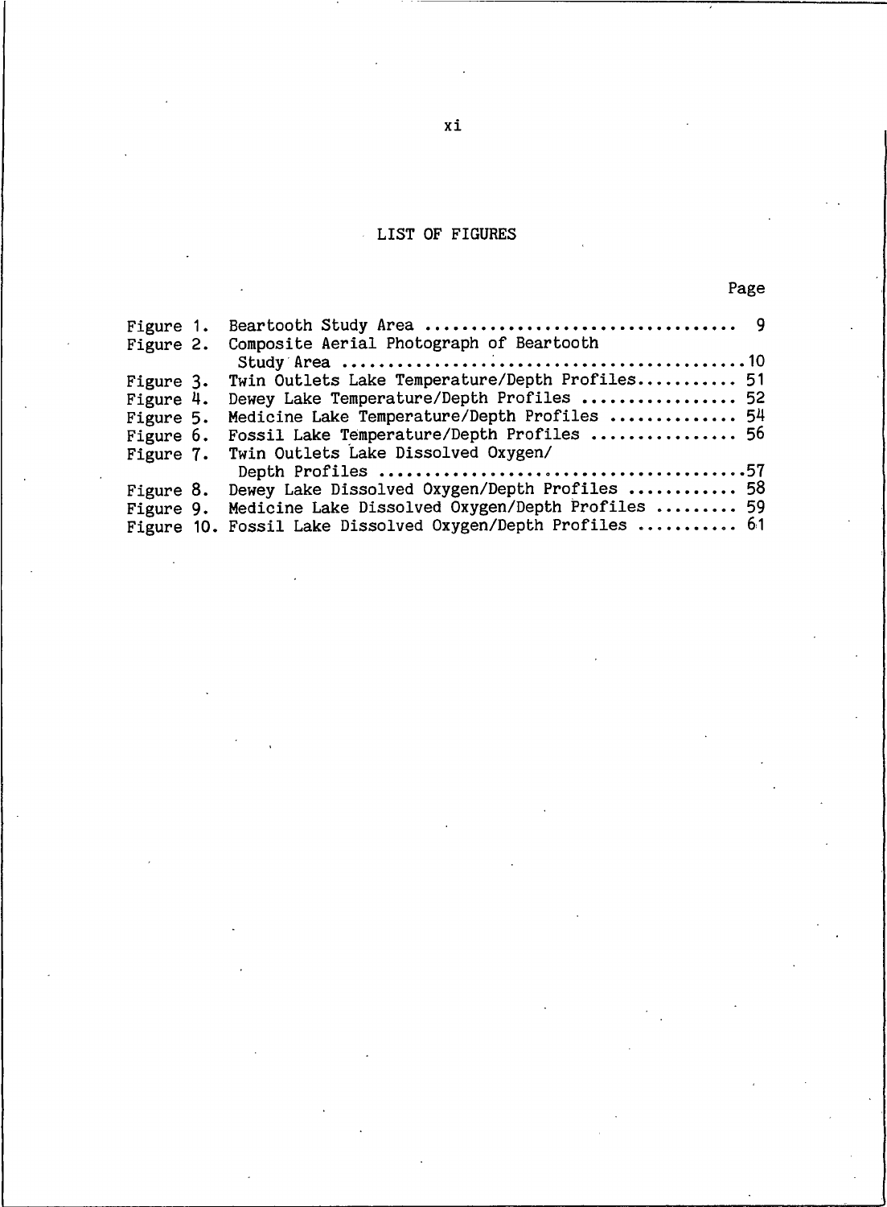# LIST OF FIGURES

| | | Page |
|---|---|---|
| Figure 1. | Beartooth Study Area | 9 |
| Figure 2. | Composite Aerial Photograph of Beartooth Study Area | 10 |
| Figure 3. | Twin Outlets Lake Temperature/Depth Profiles | 51 |
| Figure 4. | Dewey Lake Temperature/Depth Profiles | 52 |
| Figure 5. | Medicine Lake Temperature/Depth Profiles | 54 |
| Figure 6. | Fossil Lake Temperature/Depth Profiles | 56 |
| Figure 7. | Twin Outlets Lake Dissolved Oxygen/ Depth Profiles | 57 |
| Figure 8. | Dewey Lake Dissolved Oxygen/Depth Profiles | 58 |
| Figure 9. | Medicine Lake Dissolved Oxygen/Depth Profiles | 59 |
| Figure 10. | Fossil Lake Dissolved Oxygen/Depth Profiles | 61 |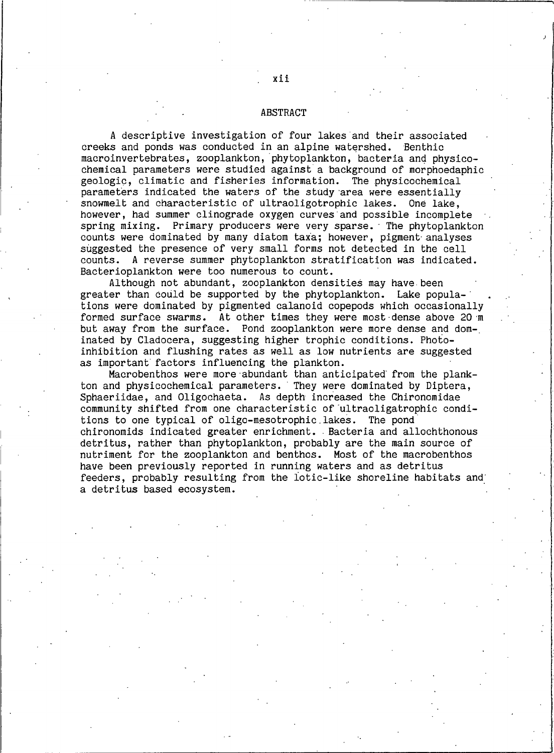## ABSTRACT

A descriptive investigation of four lakes and their associated creeks and ponds was conducted in an alpine watershed. Benthic macroinvertebrates, zooplankton, phytoplankton, bacteria and physicochemical parameters were studied against a background of morphoedaphic geologic, climatic and fisheries information. The physicochemical parameters indicated the waters of the study area were essentially snowmelt and characteristic of ultraoligotrophic lakes. One lake, however, had summer clinograde oxygen curves and possible incomplete spring mixing. Primary producers were very sparse. The phytoplankton counts were dominated by many diatom taxa; however, pigment analyses suggested the presence of very small forms not detected in the cell counts. A reverse summer phytoplankton stratification was indicated. Bacterioplankton were too numerous to count.

Although not abundant, zooplankton densities may have been greater than could be supported by the phytoplankton. Lake populations were dominated by pigmented calanoid copepods which occasionally formed surface swarms. At other times they were most dense above 20 m but away from the surface. Pond zooplankton were more dense and dominated by Cladocera, suggesting higher trophic conditions. Photoinhibition and flushing rates as well as low nutrients are suggested as important factors influencing the plankton.

Macrobenthos were more abundant than anticipated from the plankton and physicochemical parameters. They were dominated by Diptera, Sphaeriidae, and Oligochaeta. As depth increased the Chironomidae community shifted from one characteristic of ultraoligatrophic conditions to one typical of oligo-mesotrophic lakes. The pond chironomids indicated greater enrichment. Bacteria and allochthonous detritus, rather than phytoplankton, probably are the main source of nutriment for the zooplankton and benthos. Most of the macrobenthos have been previously reported in running waters and as detritus feeders, probably resulting from the lotic-like shoreline habitats and a detritus based ecosystem.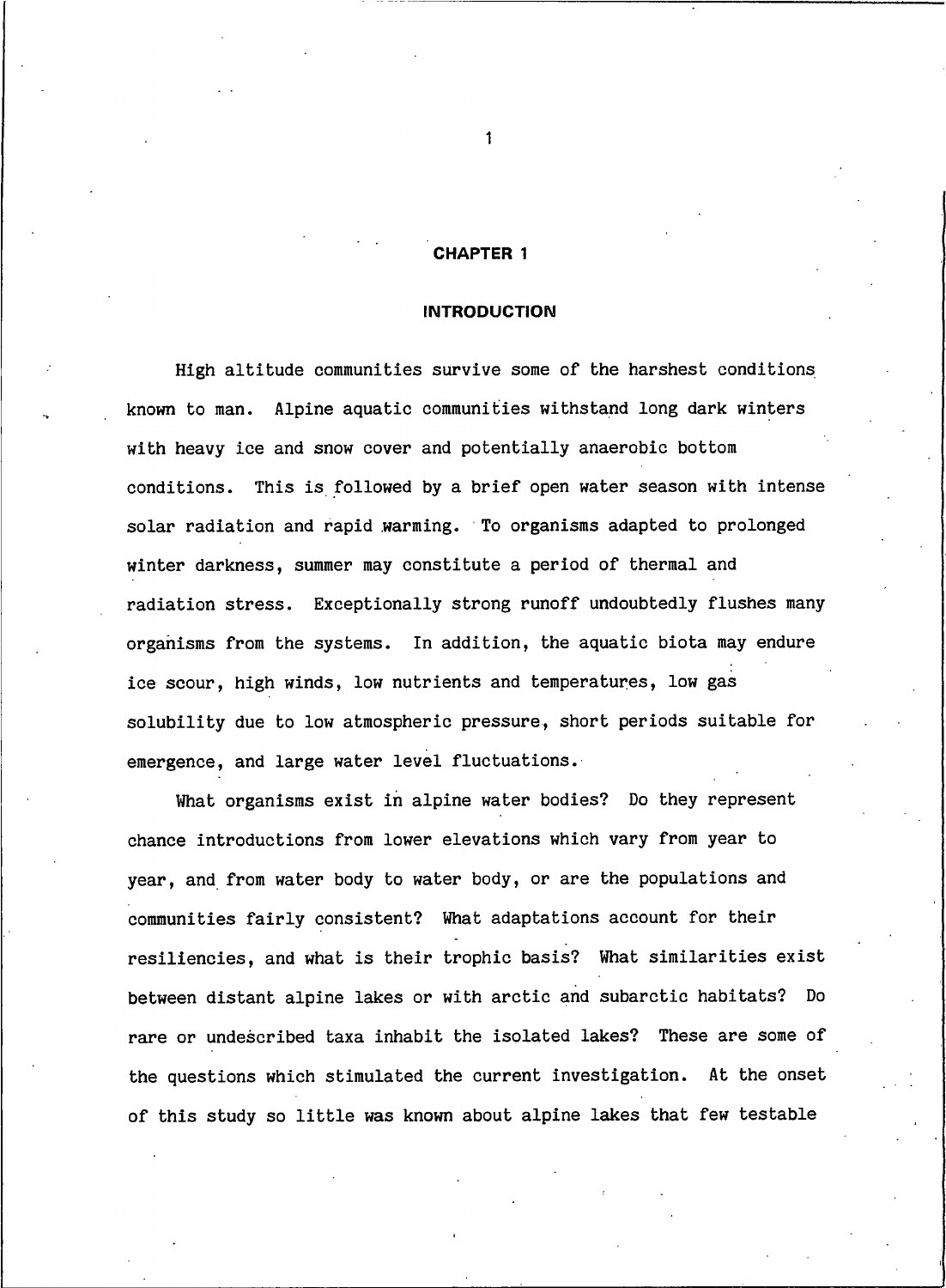# CHAPTER 1

## INTRODUCTION

High altitude communities survive some of the harshest conditions known to man. Alpine aquatic communities withstand long dark winters with heavy ice and snow cover and potentially anaerobic bottom conditions. This is followed by a brief open water season with intense solar radiation and rapid warming. To organisms adapted to prolonged winter darkness, summer may constitute a period of thermal and radiation stress. Exceptionally strong runoff undoubtedly flushes many organisms from the systems. In addition, the aquatic biota may endure ice scour, high winds, low nutrients and temperatures, low gas solubility due to low atmospheric pressure, short periods suitable for emergence, and large water level fluctuations.

What organisms exist in alpine water bodies? Do they represent chance introductions from lower elevations which vary from year to year, and from water body to water body, or are the populations and communities fairly consistent? What adaptations account for their resiliencies, and what is their trophic basis? What similarities exist between distant alpine lakes or with arctic and subarctic habitats? Do rare or undescribed taxa inhabit the isolated lakes? These are some of the questions which stimulated the current investigation. At the onset of this study so little was known about alpine lakes that few testable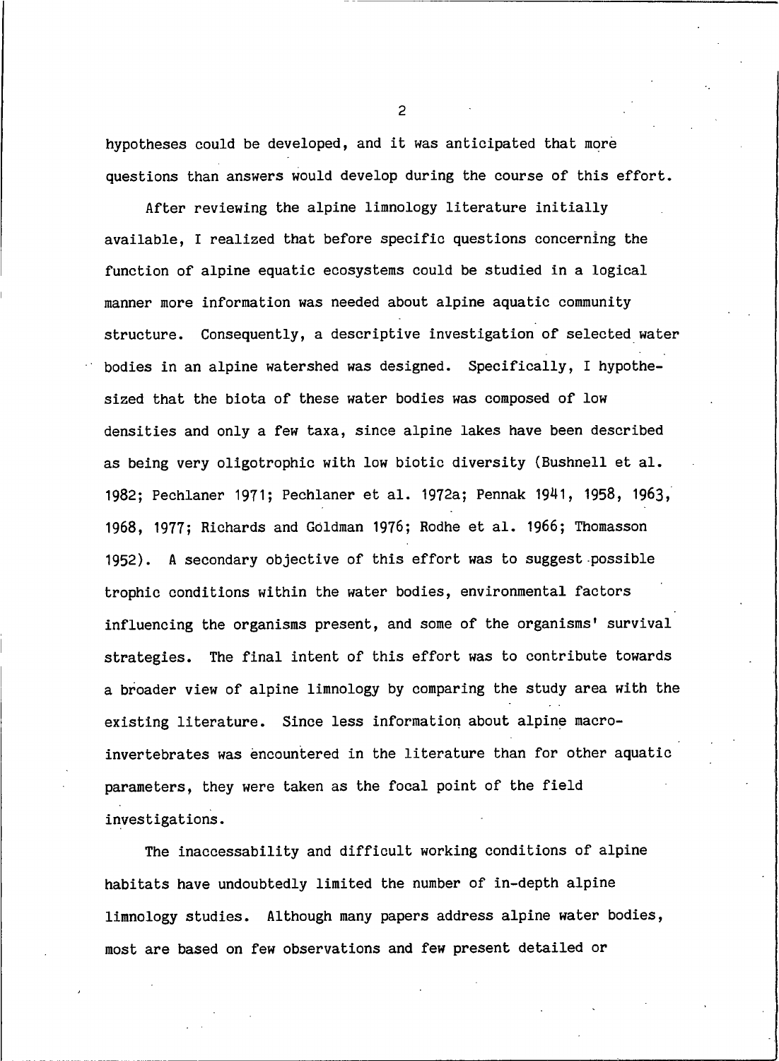hypotheses could be developed, and it was anticipated that more questions than answers would develop during the course of this effort.

After reviewing the alpine limnology literature initially available, I realized that before specific questions concerning the function of alpine equatic ecosystems could be studied in a logical manner more information was needed about alpine aquatic community structure. Consequently, a descriptive investigation of selected water bodies in an alpine watershed was designed. Specifically, I hypothesized that the biota of these water bodies was composed of low densities and only a few taxa, since alpine lakes have been described as being very oligotrophic with low biotic diversity (Bushnell et al. 1982; Pechlaner 1971; Pechlaner et al. 1972a; Pennak 1941, 1958, 1963, 1968, 1977; Richards and Goldman 1976; Rodhe et al. 1966; Thomasson 1952). A secondary objective of this effort was to suggest possible trophic conditions within the water bodies, environmental factors influencing the organisms present, and some of the organisms' survival strategies. The final intent of this effort was to contribute towards a broader view of alpine limnology by comparing the study area with the existing literature. Since less information about alpine macroinvertebrates was encountered in the literature than for other aquatic parameters, they were taken as the focal point of the field investigations.

The inaccessability and difficult working conditions of alpine habitats have undoubtedly limited the number of in-depth alpine limnology studies. Although many papers address alpine water bodies, most are based on few observations and few present detailed or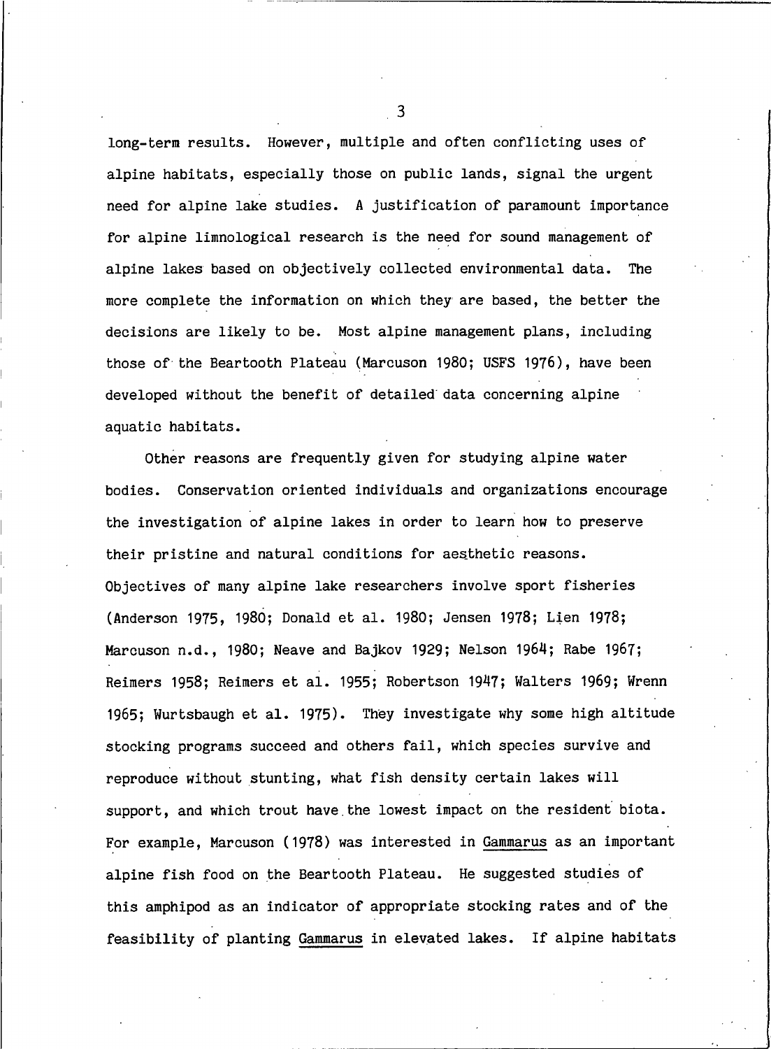long-term results. However, multiple and often conflicting uses of alpine habitats, especially those on public lands, signal the urgent need for alpine lake studies. A justification of paramount importance for alpine limnological research is the need for sound management of alpine lakes based on objectively collected environmental data. The more complete the information on which they are based, the better the decisions are likely to be. Most alpine management plans, including those of the Beartooth Plateau (Marcuson 1980; USFS 1976), have been developed without the benefit of detailed data concerning alpine aquatic habitats.

Other reasons are frequently given for studying alpine water bodies. Conservation oriented individuals and organizations encourage the investigation of alpine lakes in order to learn how to preserve their pristine and natural conditions for aesthetic reasons. Objectives of many alpine lake researchers involve sport fisheries (Anderson 1975, 1980; Donald et al. 1980; Jensen 1978; Lien 1978; Marcuson n.d., 1980; Neave and Bajkov 1929; Nelson 1964; Rabe 1967; Reimers 1958; Reimers et al. 1955; Robertson 1947; Walters 1969; Wrenn 1965; Wurtsbaugh et al. 1975). They investigate why some high altitude stocking programs succeed and others fail, which species survive and reproduce without stunting, what fish density certain lakes will support, and which trout have the lowest impact on the resident biota. For example, Marcuson (1978) was interested in _Gammarus_ as an important alpine fish food on the Beartooth Plateau. He suggested studies of this amphipod as an indicator of appropriate stocking rates and of the feasibility of planting _Gammarus_ in elevated lakes. If alpine habitats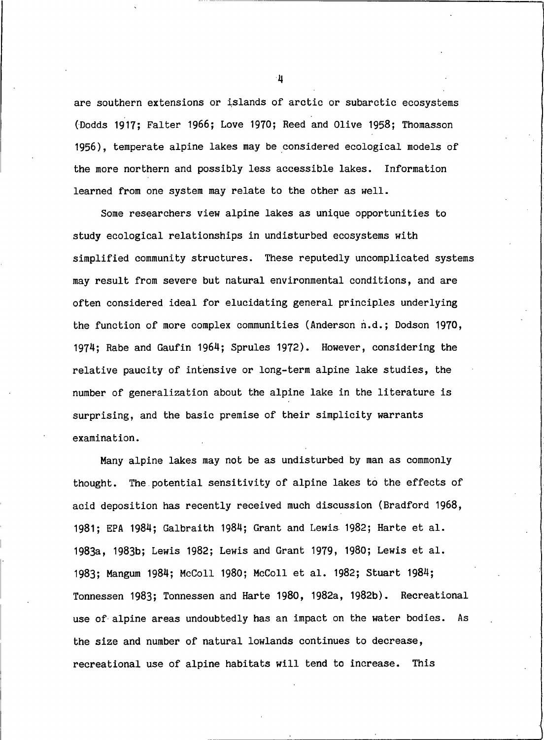are southern extensions or islands of arctic or subarctic ecosystems (Dodds 1917; Falter 1966; Love 1970; Reed and Olive 1958; Thomasson 1956), temperate alpine lakes may be considered ecological models of the more northern and possibly less accessible lakes. Information learned from one system may relate to the other as well.

Some researchers view alpine lakes as unique opportunities to study ecological relationships in undisturbed ecosystems with simplified community structures. These reputedly uncomplicated systems may result from severe but natural environmental conditions, and are often considered ideal for elucidating general principles underlying the function of more complex communities (Anderson n.d.; Dodson 1970, 1974; Rabe and Gaufin 1964; Sprules 1972). However, considering the relative paucity of intensive or long-term alpine lake studies, the number of generalization about the alpine lake in the literature is surprising, and the basic premise of their simplicity warrants examination.

Many alpine lakes may not be as undisturbed by man as commonly thought. The potential sensitivity of alpine lakes to the effects of acid deposition has recently received much discussion (Bradford 1968, 1981; EPA 1984; Galbraith 1984; Grant and Lewis 1982; Harte et al. 1983a, 1983b; Lewis 1982; Lewis and Grant 1979, 1980; Lewis et al. 1983; Mangum 1984; McColl 1980; McColl et al. 1982; Stuart 1984; Tonnessen 1983; Tonnessen and Harte 1980, 1982a, 1982b). Recreational use of alpine areas undoubtedly has an impact on the water bodies. As the size and number of natural lowlands continues to decrease, recreational use of alpine habitats will tend to increase. This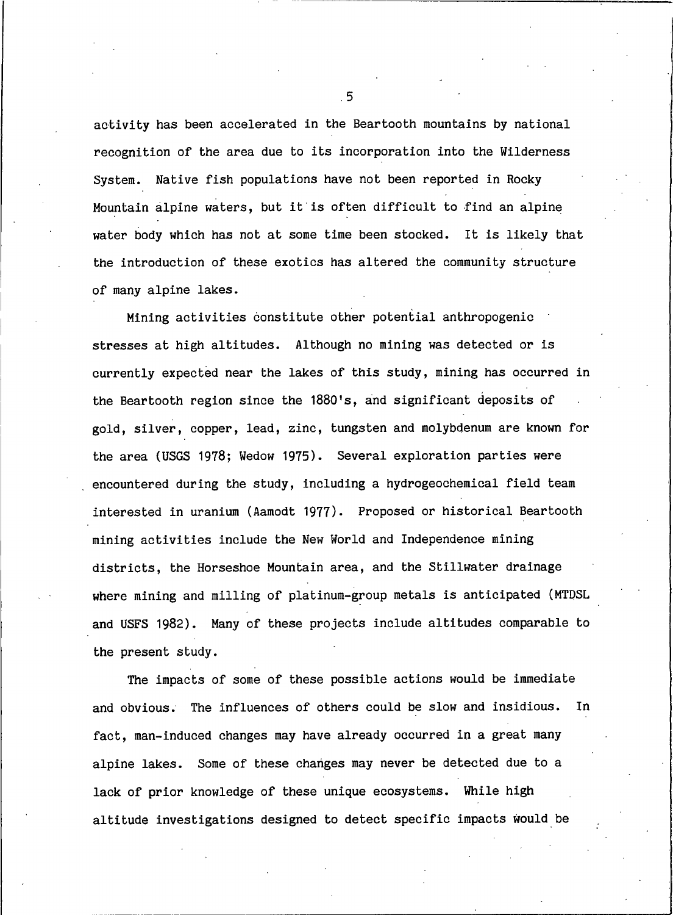activity has been accelerated in the Beartooth mountains by national recognition of the area due to its incorporation into the Wilderness System. Native fish populations have not been reported in Rocky Mountain alpine waters, but it is often difficult to find an alpine water body which has not at some time been stocked. It is likely that the introduction of these exotics has altered the community structure of many alpine lakes.

Mining activities constitute other potential anthropogenic stresses at high altitudes. Although no mining was detected or is currently expected near the lakes of this study, mining has occurred in the Beartooth region since the 1880's, and significant deposits of gold, silver, copper, lead, zinc, tungsten and molybdenum are known for the area (USGS 1978; Wedow 1975). Several exploration parties were encountered during the study, including a hydrogeochemical field team interested in uranium (Aamodt 1977). Proposed or historical Beartooth mining activities include the New World and Independence mining districts, the Horseshoe Mountain area, and the Stillwater drainage where mining and milling of platinum-group metals is anticipated (MTDSL and USFS 1982). Many of these projects include altitudes comparable to the present study.

The impacts of some of these possible actions would be immediate and obvious. The influences of others could be slow and insidious. In fact, man-induced changes may have already occurred in a great many alpine lakes. Some of these changes may never be detected due to a lack of prior knowledge of these unique ecosystems. While high altitude investigations designed to detect specific impacts would be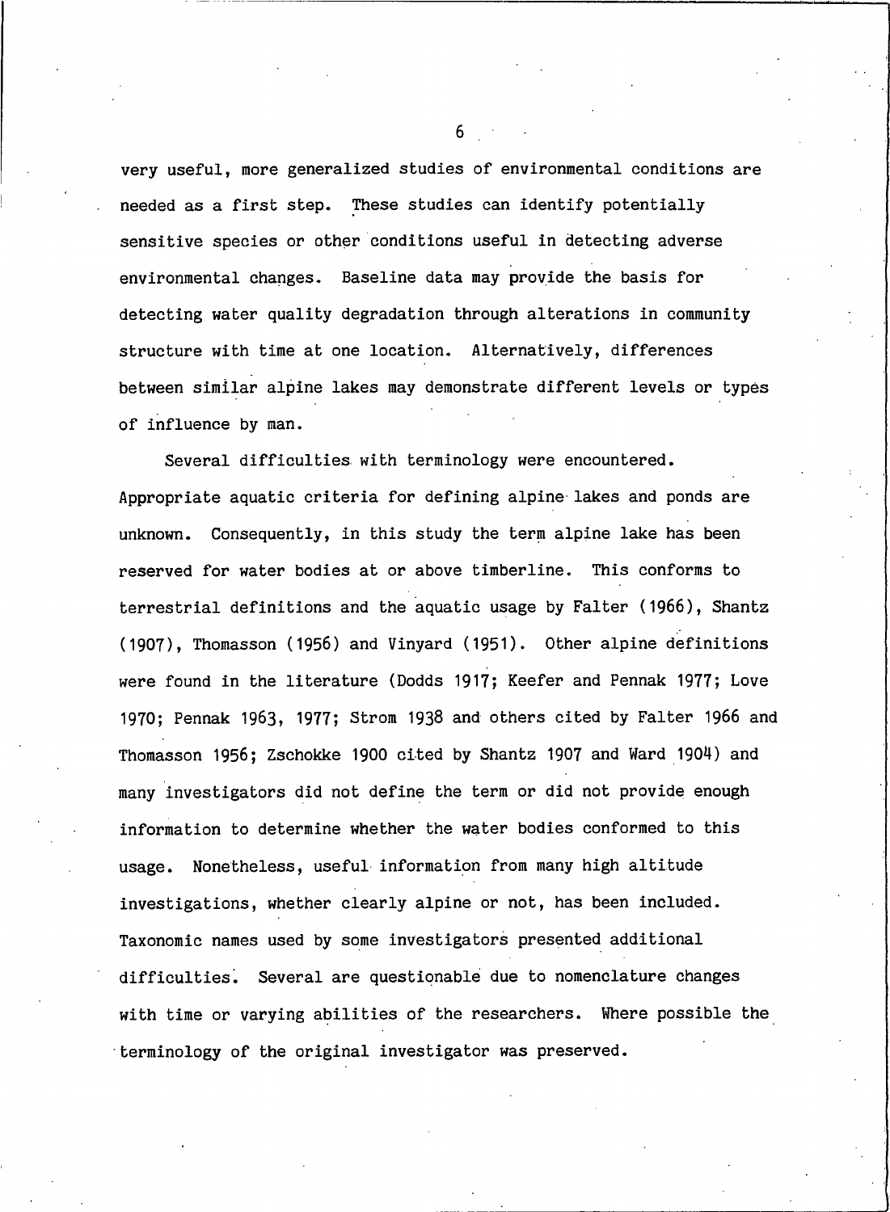very useful, more generalized studies of environmental conditions are needed as a first step. These studies can identify potentially sensitive species or other conditions useful in detecting adverse environmental changes. Baseline data may provide the basis for detecting water quality degradation through alterations in community structure with time at one location. Alternatively, differences between similar alpine lakes may demonstrate different levels or types of influence by man.

Several difficulties with terminology were encountered. Appropriate aquatic criteria for defining alpine lakes and ponds are unknown. Consequently, in this study the term alpine lake has been reserved for water bodies at or above timberline. This conforms to terrestrial definitions and the aquatic usage by Falter (1966), Shantz (1907), Thomasson (1956) and Vinyard (1951). Other alpine definitions were found in the literature (Dodds 1917; Keefer and Pennak 1977; Love 1970; Pennak 1963, 1977; Strom 1938 and others cited by Falter 1966 and Thomasson 1956; Zschokke 1900 cited by Shantz 1907 and Ward 1904) and many investigators did not define the term or did not provide enough information to determine whether the water bodies conformed to this usage. Nonetheless, useful information from many high altitude investigations, whether clearly alpine or not, has been included. Taxonomic names used by some investigators presented additional difficulties. Several are questionable due to nomenclature changes with time or varying abilities of the researchers. Where possible the terminology of the original investigator was preserved.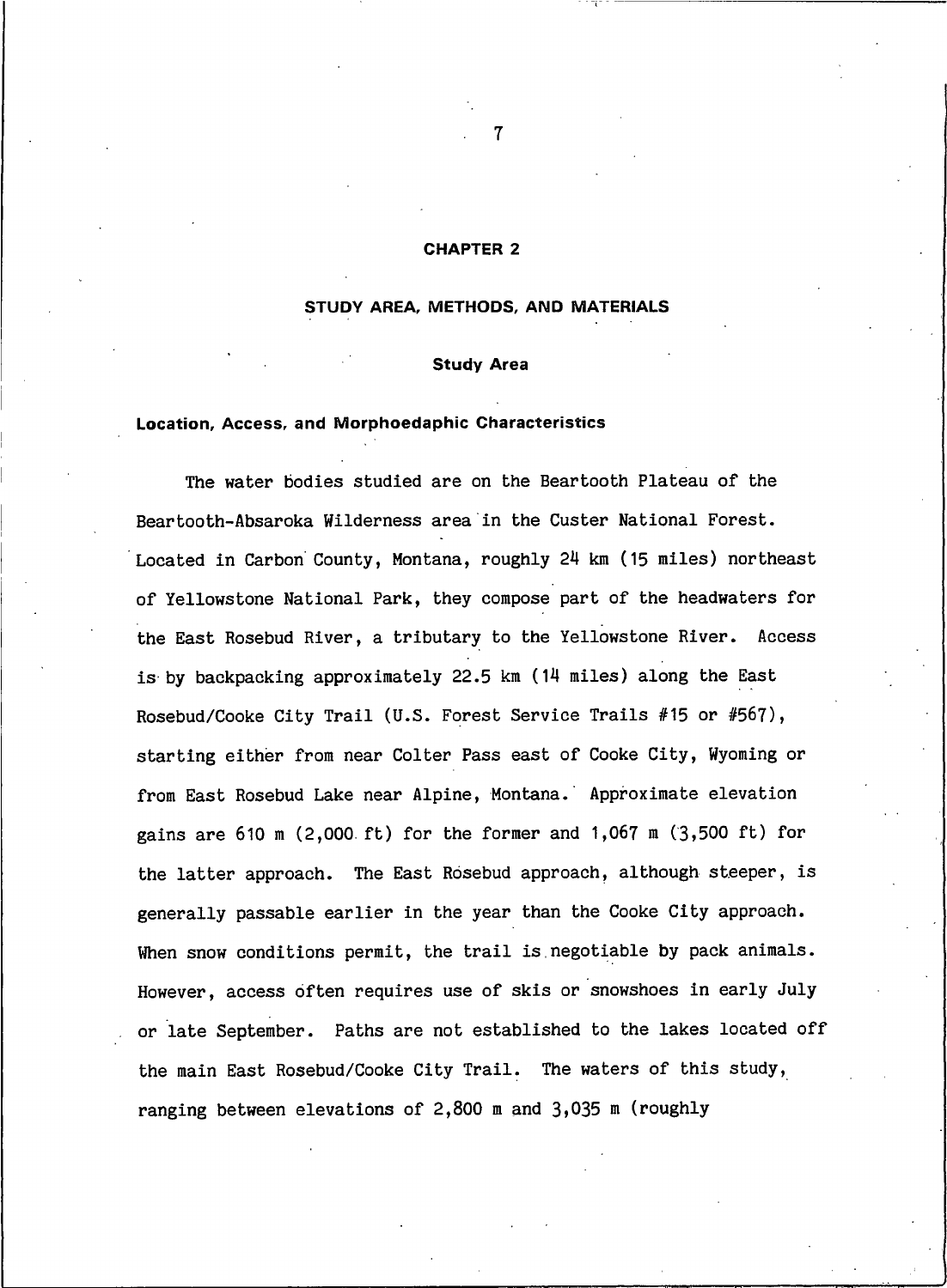# CHAPTER 2

# STUDY AREA, METHODS, AND MATERIALS

## Study Area

### Location, Access, and Morphoedaphic Characteristics

The water bodies studied are on the Beartooth Plateau of the Beartooth-Absaroka Wilderness area in the Custer National Forest. Located in Carbon County, Montana, roughly 24 km (15 miles) northeast of Yellowstone National Park, they compose part of the headwaters for the East Rosebud River, a tributary to the Yellowstone River. Access is by backpacking approximately 22.5 km (14 miles) along the East Rosebud/Cooke City Trail (U.S. Forest Service Trails #15 or #567), starting either from near Colter Pass east of Cooke City, Wyoming or from East Rosebud Lake near Alpine, Montana. Approximate elevation gains are 610 m (2,000 ft) for the former and 1,067 m (3,500 ft) for the latter approach. The East Rosebud approach, although steeper, is generally passable earlier in the year than the Cooke City approach. When snow conditions permit, the trail is negotiable by pack animals. However, access often requires use of skis or snowshoes in early July or late September. Paths are not established to the lakes located off the main East Rosebud/Cooke City Trail. The waters of this study, ranging between elevations of 2,800 m and 3,035 m (roughly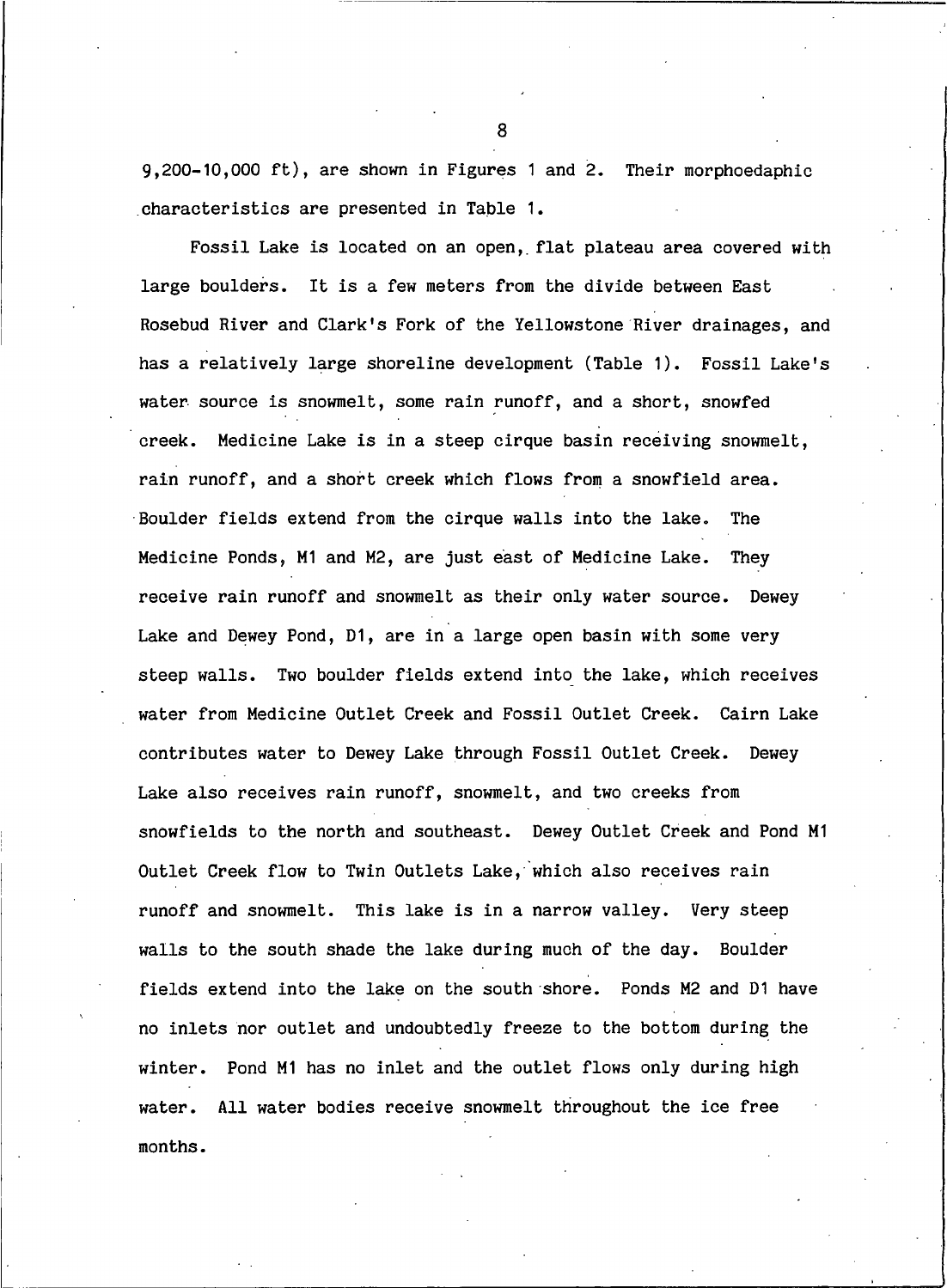9,200-10,000 ft), are shown in Figures 1 and 2. Their morphoedaphic characteristics are presented in Table 1.

Fossil Lake is located on an open, flat plateau area covered with large boulders. It is a few meters from the divide between East Rosebud River and Clark's Fork of the Yellowstone River drainages, and has a relatively large shoreline development (Table 1). Fossil Lake's water source is snowmelt, some rain runoff, and a short, snowfed creek. Medicine Lake is in a steep cirque basin receiving snowmelt, rain runoff, and a short creek which flows from a snowfield area. Boulder fields extend from the cirque walls into the lake. The Medicine Ponds, M1 and M2, are just east of Medicine Lake. They receive rain runoff and snowmelt as their only water source. Dewey Lake and Dewey Pond, D1, are in a large open basin with some very steep walls. Two boulder fields extend into the lake, which receives water from Medicine Outlet Creek and Fossil Outlet Creek. Cairn Lake contributes water to Dewey Lake through Fossil Outlet Creek. Dewey Lake also receives rain runoff, snowmelt, and two creeks from snowfields to the north and southeast. Dewey Outlet Creek and Pond M1 Outlet Creek flow to Twin Outlets Lake, which also receives rain runoff and snowmelt. This lake is in a narrow valley. Very steep walls to the south shade the lake during much of the day. Boulder fields extend into the lake on the south shore. Ponds M2 and D1 have no inlets nor outlet and undoubtedly freeze to the bottom during the winter. Pond M1 has no inlet and the outlet flows only during high water. All water bodies receive snowmelt throughout the ice free months.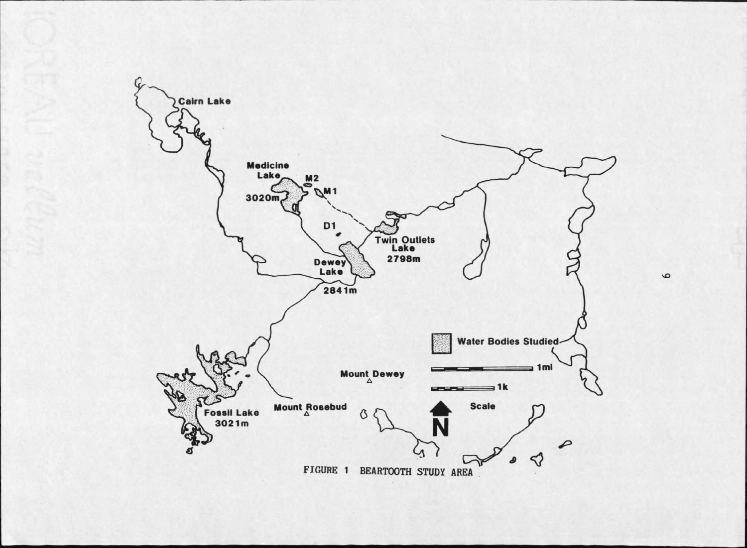Cairn Lake

Medicine Lake

M2

M1

3020m

D1

Twin Outlets Lake

2798m

Dewey Lake

2841m

Water Bodies Studied

Mount Dewey

1mi

1k

Scale

N

Mount Rosebud

Fossil Lake

3021m

FIGURE 1 BEARTOOTH STUDY AREA